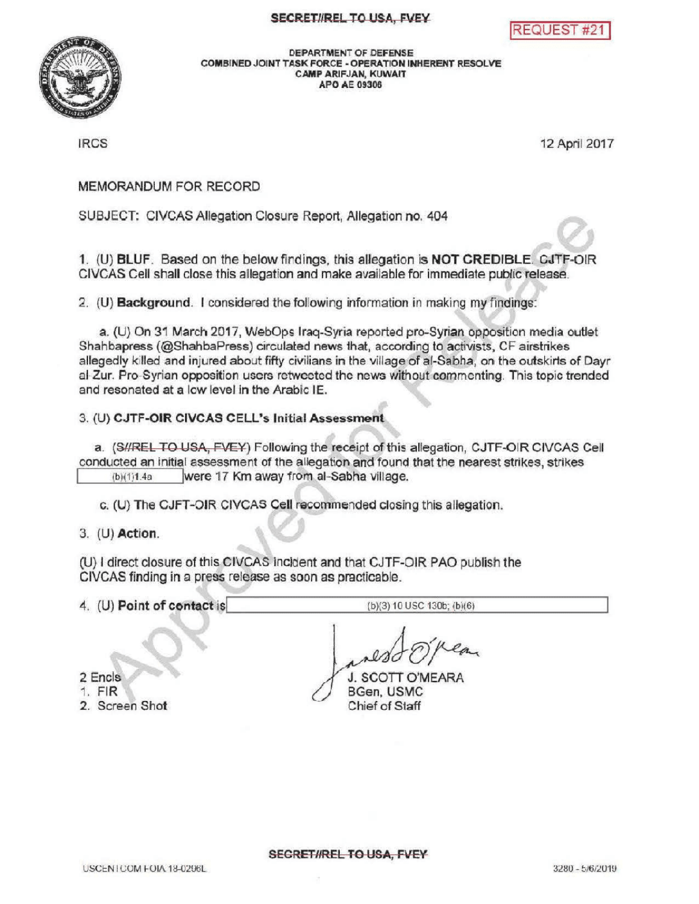SECRET//REL TO USA, FVEY

REQUEST #21

DEPARTMENT OF DEFENSE
COMBINED JOINT TASK FORCE - OPERATION INHERENT RESOLVE
CAMP ARIFJAN, KUWAIT
APO AE 09306

IRCS

12 April 2017

MEMORANDUM FOR RECORD

SUBJECT: CIVCAS Allegation Closure Report, Allegation no. 404

1. (U) **BLUF**. Based on the below findings, this allegation is **NOT CREDIBLE**. CJTF-OIR CIVCAS Cell shall close this allegation and make available for immediate public release.

2. (U) **Background**. I considered the following information in making my findings:

a. (U) On 31 March 2017, WebOps Iraq-Syria reported pro-Syrian opposition media outlet Shahbapress (@ShahbaPress) circulated news that, according to activists, CF airstrikes allegedly killed and injured about fifty civilians in the village of al-Sabha, on the outskirts of Dayr al-Zur. Pro-Syrian opposition users retweeted the news without commenting. This topic trended and resonated at a low level in the Arabic IE.

3. (U) **CJTF-OIR CIVCAS CELL's Initial Assessment**

a. (~~S//REL TO USA, FVEY~~) Following the receipt of this allegation, CJTF-OIR CIVCAS Cell conducted an initial assessment of the allegation and found that the nearest strikes, strikes [(b)(1)1.4a] were 17 Km away from al-Sabha village.

c. (U) The CJFT-OIR CIVCAS Cell recommended closing this allegation.

3. (U) **Action**.

(U) I direct closure of this CIVCAS incident and that CJTF-OIR PAO publish the CIVCAS finding in a press release as soon as practicable.

4. (U) **Point of contact** is [(b)(3) 10 USC 130b; (b)(6)]

2 Encls
1. FIR
2. Screen Shot

J. SCOTT O'MEARA
BGen, USMC
Chief of Staff

SECRET//REL TO USA, FVEY

USCENTCOM FOIA 18-0296L

3280 - 5/6/2019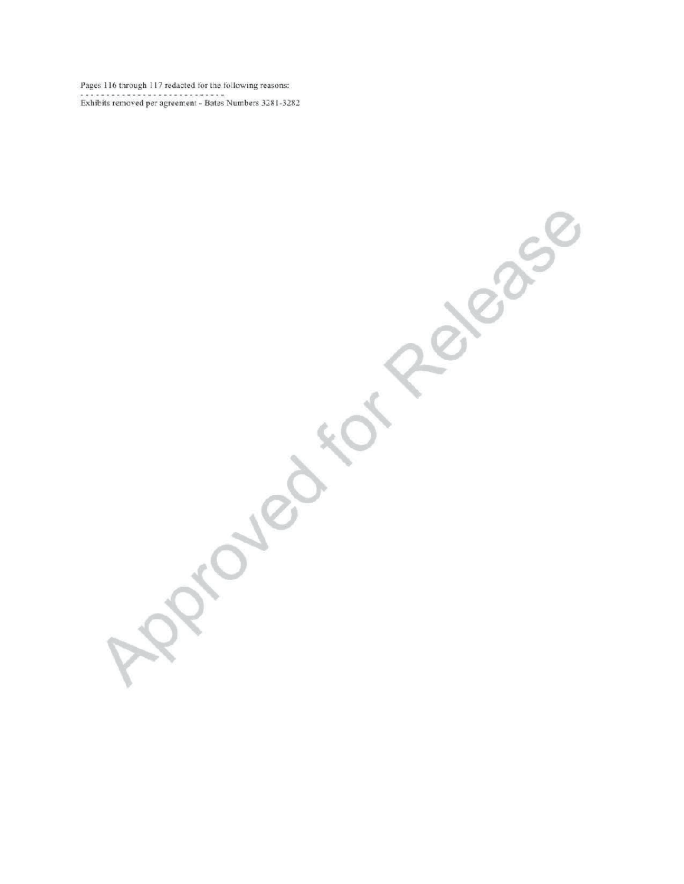Pages 116 through 117 redacted for the following reasons:

- - - - - - - - - - - - - - - - - - - - - - - - - - -

Exhibits removed per agreement - Bates Numbers 3281-3282